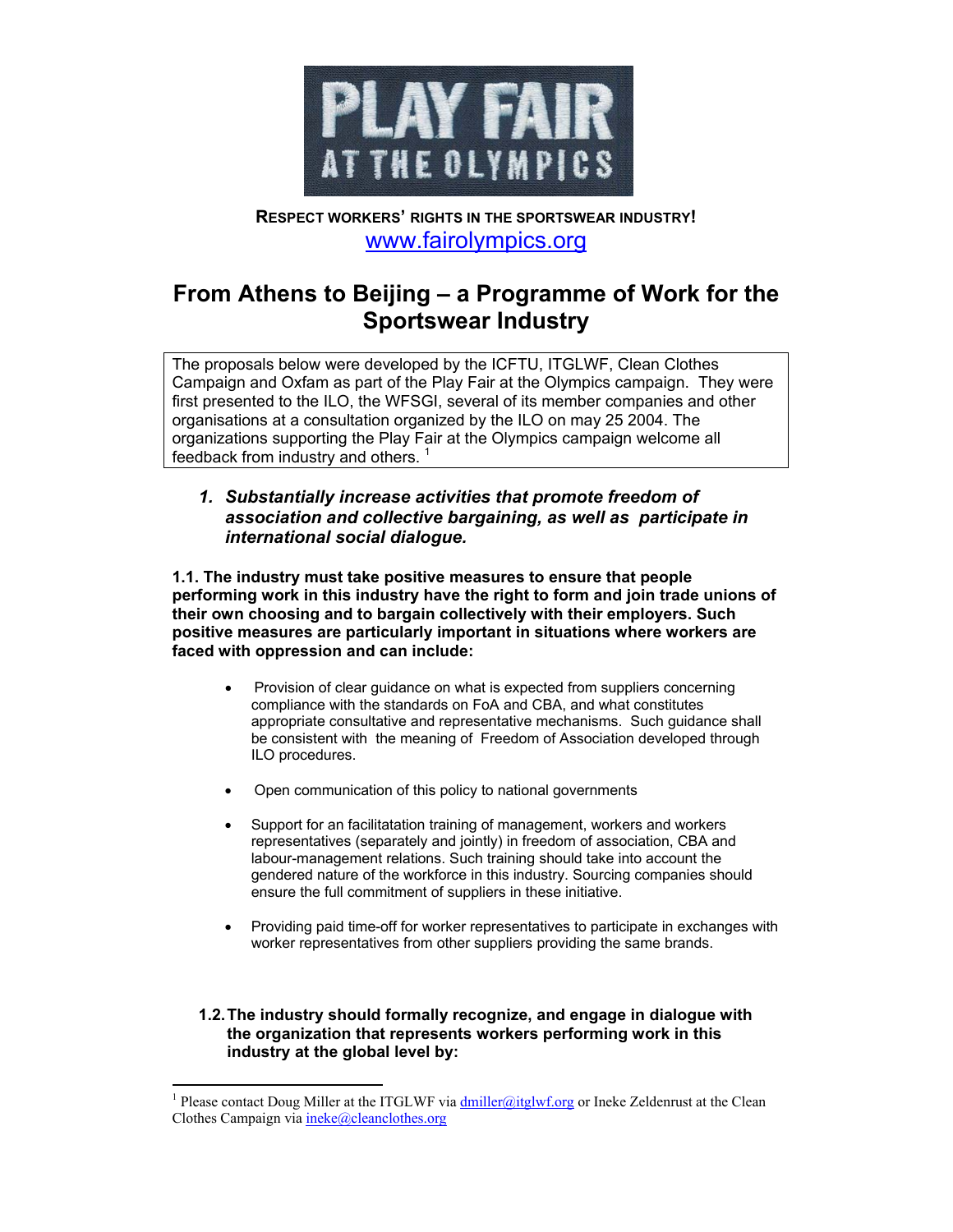PLAY FAIR AT THE OLYMPICS

**RESPECT WORKERS' RIGHTS IN THE SPORTSWEAR INDUSTRY!**

www.fairolympics.org

# From Athens to Beijing – a Programme of Work for the Sportswear Industry

The proposals below were developed by the ICFTU, ITGLWF, Clean Clothes Campaign and Oxfam as part of the Play Fair at the Olympics campaign. They were first presented to the ILO, the WFSGI, several of its member companies and other organisations at a consultation organized by the ILO on may 25 2004. The organizations supporting the Play Fair at the Olympics campaign welcome all feedback from industry and others. [1]

## *1. Substantially increase activities that promote freedom of association and collective bargaining, as well as participate in international social dialogue.*

**1.1. The industry must take positive measures to ensure that people performing work in this industry have the right to form and join trade unions of their own choosing and to bargain collectively with their employers. Such positive measures are particularly important in situations where workers are faced with oppression and can include:**

- Provision of clear guidance on what is expected from suppliers concerning compliance with the standards on FoA and CBA, and what constitutes appropriate consultative and representative mechanisms. Such guidance shall be consistent with the meaning of Freedom of Association developed through ILO procedures.
- Open communication of this policy to national governments
- Support for an facilitatation training of management, workers and workers representatives (separately and jointly) in freedom of association, CBA and labour-management relations. Such training should take into account the gendered nature of the workforce in this industry. Sourcing companies should ensure the full commitment of suppliers in these initiative.
- Providing paid time-off for worker representatives to participate in exchanges with worker representatives from other suppliers providing the same brands.

**1.2. The industry should formally recognize, and engage in dialogue with the organization that represents workers performing work in this industry at the global level by:**

[1] Please contact Doug Miller at the ITGLWF via dmiller@itglwf.org or Ineke Zeldenrust at the Clean Clothes Campaign via ineke@cleanclothes.org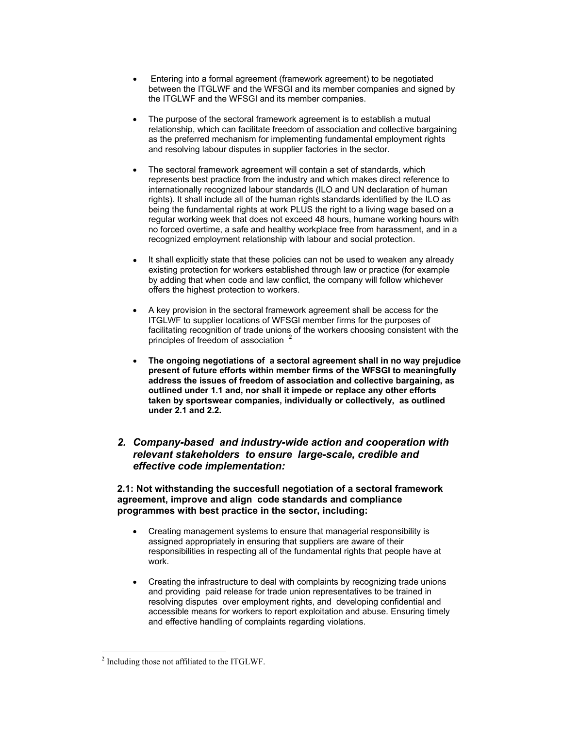- Entering into a formal agreement (framework agreement) to be negotiated between the ITGLWF and the WFSGI and its member companies and signed by the ITGLWF and the WFSGI and its member companies.

- The purpose of the sectoral framework agreement is to establish a mutual relationship, which can facilitate freedom of association and collective bargaining as the preferred mechanism for implementing fundamental employment rights and resolving labour disputes in supplier factories in the sector.

- The sectoral framework agreement will contain a set of standards, which represents best practice from the industry and which makes direct reference to internationally recognized labour standards (ILO and UN declaration of human rights). It shall include all of the human rights standards identified by the ILO as being the fundamental rights at work PLUS the right to a living wage based on a regular working week that does not exceed 48 hours, humane working hours with no forced overtime, a safe and healthy workplace free from harassment, and in a recognized employment relationship with labour and social protection.

- It shall explicitly state that these policies can not be used to weaken any already existing protection for workers established through law or practice (for example by adding that when code and law conflict, the company will follow whichever offers the highest protection to workers.

- A key provision in the sectoral framework agreement shall be access for the ITGLWF to supplier locations of WFSGI member firms for the purposes of facilitating recognition of trade unions of the workers choosing consistent with the principles of freedom of association [2]

- **The ongoing negotiations of a sectoral agreement shall in no way prejudice present of future efforts within member firms of the WFSGI to meaningfully address the issues of freedom of association and collective bargaining, as outlined under 1.1 and, nor shall it impede or replace any other efforts taken by sportswear companies, individually or collectively, as outlined under 2.1 and 2.2.**

## *2. Company-based and industry-wide action and cooperation with relevant stakeholders to ensure large-scale, credible and effective code implementation:*

**2.1: Not withstanding the succesfull negotiation of a sectoral framework agreement, improve and align code standards and compliance programmes with best practice in the sector, including:**

- Creating management systems to ensure that managerial responsibility is assigned appropriately in ensuring that suppliers are aware of their responsibilities in respecting all of the fundamental rights that people have at work.

- Creating the infrastructure to deal with complaints by recognizing trade unions and providing paid release for trade union representatives to be trained in resolving disputes over employment rights, and developing confidential and accessible means for workers to report exploitation and abuse. Ensuring timely and effective handling of complaints regarding violations.

---

[2] Including those not affiliated to the ITGLWF.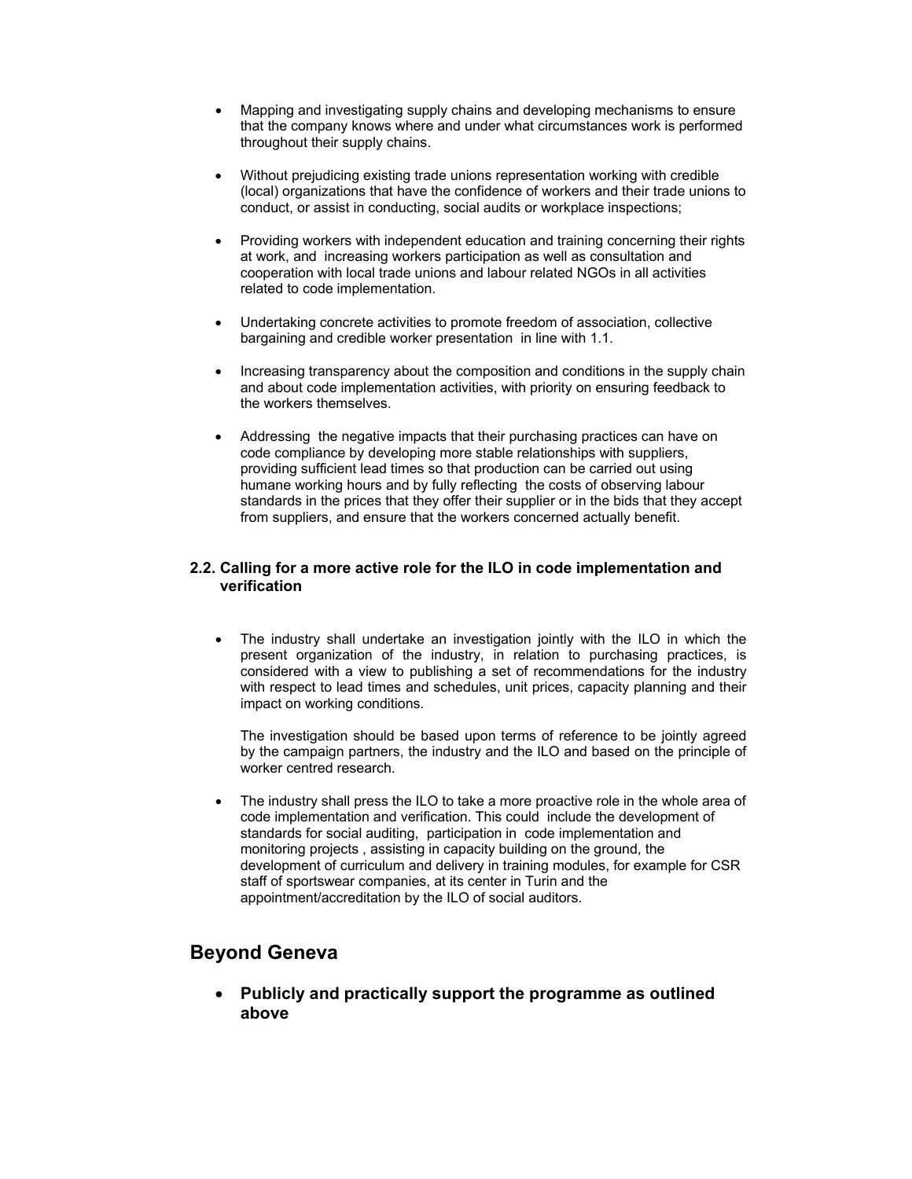- Mapping and investigating supply chains and developing mechanisms to ensure that the company knows where and under what circumstances work is performed throughout their supply chains.

- Without prejudicing existing trade unions representation working with credible (local) organizations that have the confidence of workers and their trade unions to conduct, or assist in conducting, social audits or workplace inspections;

- Providing workers with independent education and training concerning their rights at work, and increasing workers participation as well as consultation and cooperation with local trade unions and labour related NGOs in all activities related to code implementation.

- Undertaking concrete activities to promote freedom of association, collective bargaining and credible worker presentation in line with 1.1.

- Increasing transparency about the composition and conditions in the supply chain and about code implementation activities, with priority on ensuring feedback to the workers themselves.

- Addressing the negative impacts that their purchasing practices can have on code compliance by developing more stable relationships with suppliers, providing sufficient lead times so that production can be carried out using humane working hours and by fully reflecting the costs of observing labour standards in the prices that they offer their supplier or in the bids that they accept from suppliers, and ensure that the workers concerned actually benefit.

### 2.2. Calling for a more active role for the ILO in code implementation and verification

- The industry shall undertake an investigation jointly with the ILO in which the present organization of the industry, in relation to purchasing practices, is considered with a view to publishing a set of recommendations for the industry with respect to lead times and schedules, unit prices, capacity planning and their impact on working conditions.

  The investigation should be based upon terms of reference to be jointly agreed by the campaign partners, the industry and the ILO and based on the principle of worker centred research.

- The industry shall press the ILO to take a more proactive role in the whole area of code implementation and verification. This could include the development of standards for social auditing, participation in code implementation and monitoring projects , assisting in capacity building on the ground, the development of curriculum and delivery in training modules, for example for CSR staff of sportswear companies, at its center in Turin and the appointment/accreditation by the ILO of social auditors.

## Beyond Geneva

- **Publicly and practically support the programme as outlined above**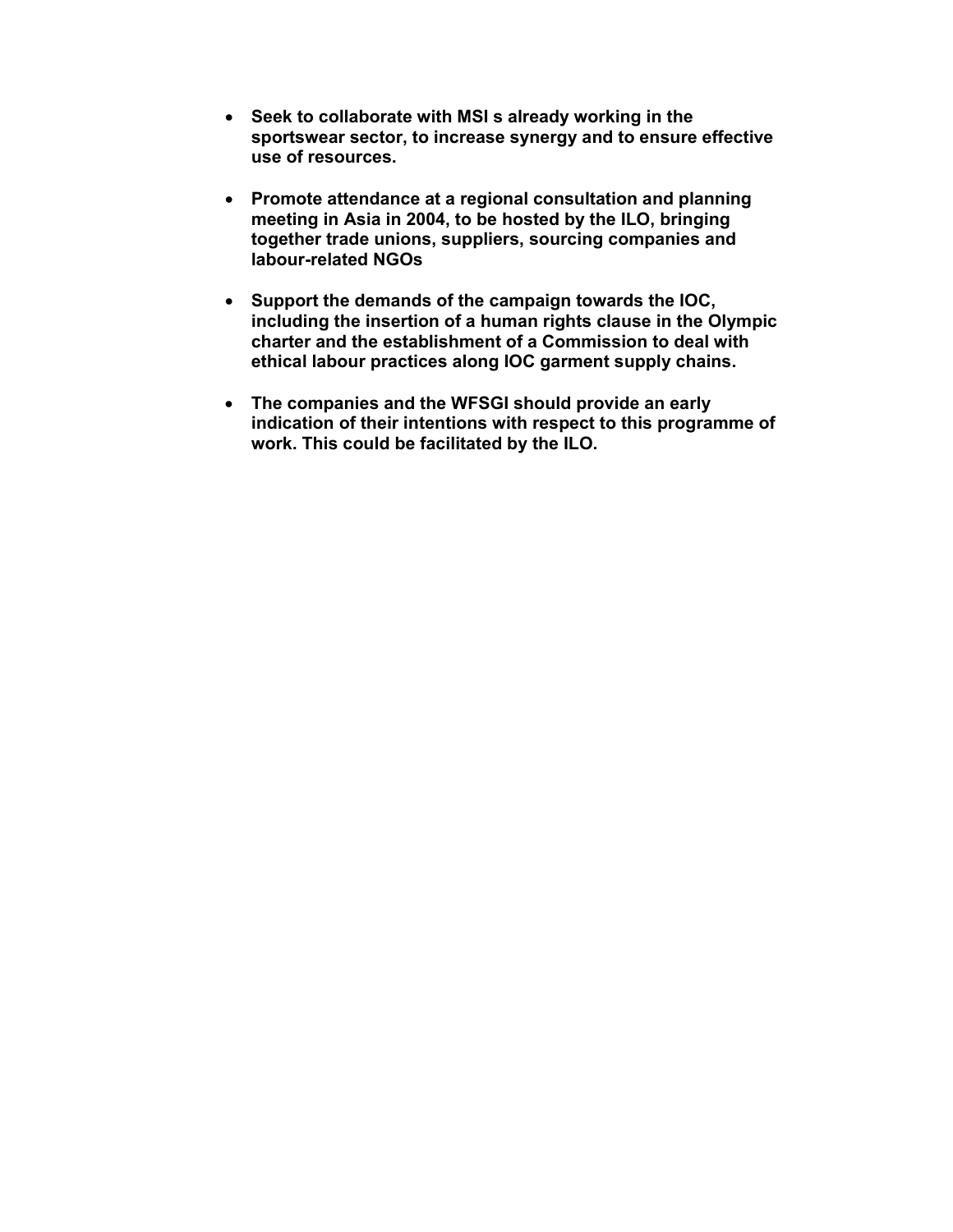- **Seek to collaborate with MSI s already working in the sportswear sector, to increase synergy and to ensure effective use of resources.**

- **Promote attendance at a regional consultation and planning meeting in Asia in 2004, to be hosted by the ILO, bringing together trade unions, suppliers, sourcing companies and labour-related NGOs**

- **Support the demands of the campaign towards the IOC, including the insertion of a human rights clause in the Olympic charter and the establishment of a Commission to deal with ethical labour practices along IOC garment supply chains.**

- **The companies and the WFSGI should provide an early indication of their intentions with respect to this programme of work. This could be facilitated by the ILO.**